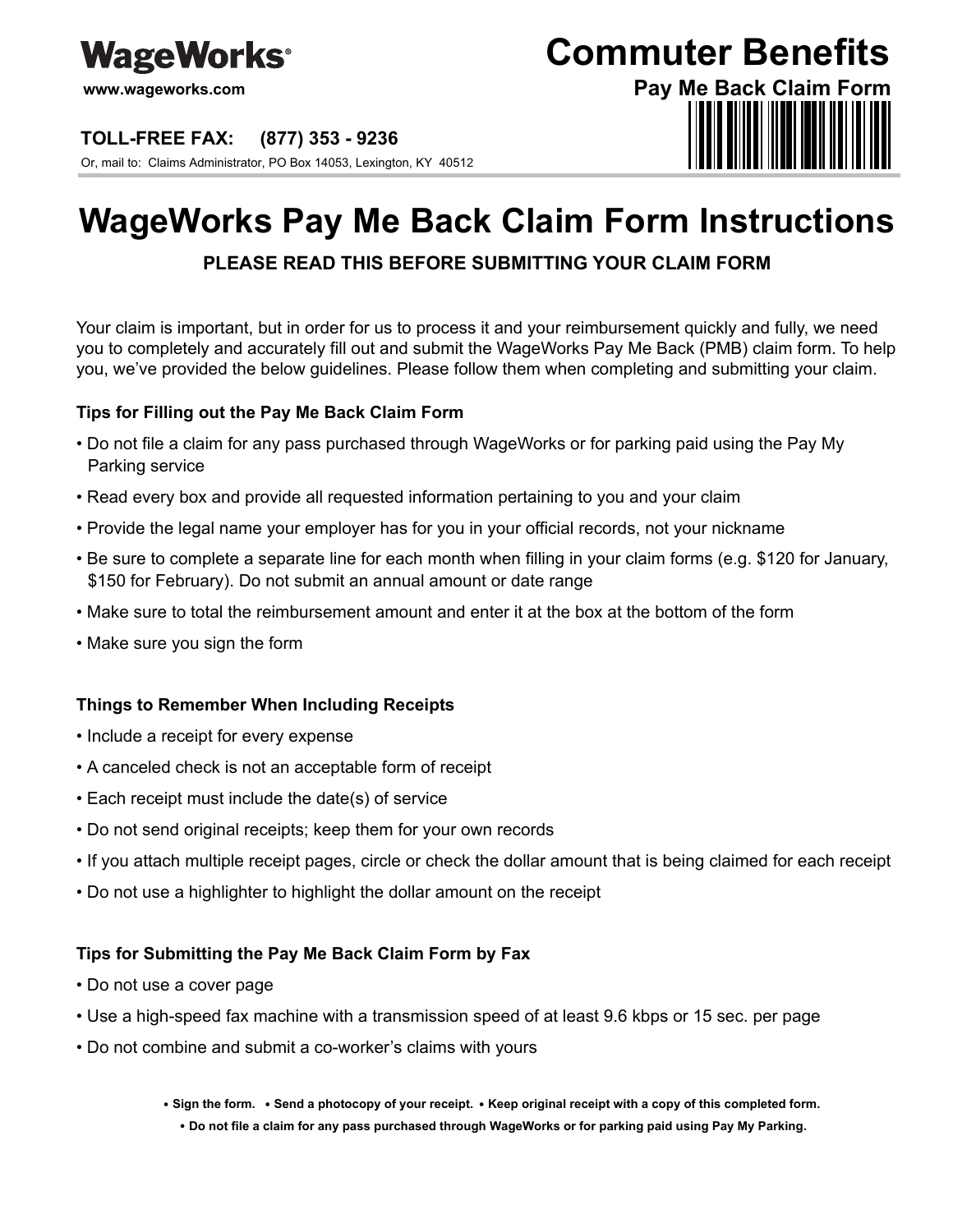**WageWorks®**

www.wageworks.com

**TOLL-FREE FAX: (877) 353 - 9236**

Or, mail to: Claims Administrator, PO Box 14053, Lexington, KY 40512

**Commuter Benefits**

**Pay Me Back Claim Form**

# WageWorks Pay Me Back Claim Form Instructions

**PLEASE READ THIS BEFORE SUBMITTING YOUR CLAIM FORM**

Your claim is important, but in order for us to process it and your reimbursement quickly and fully, we need you to completely and accurately fill out and submit the WageWorks Pay Me Back (PMB) claim form. To help you, we've provided the below guidelines. Please follow them when completing and submitting your claim.

### Tips for Filling out the Pay Me Back Claim Form

- Do not file a claim for any pass purchased through WageWorks or for parking paid using the Pay My Parking service
- Read every box and provide all requested information pertaining to you and your claim
- Provide the legal name your employer has for you in your official records, not your nickname
- Be sure to complete a separate line for each month when filling in your claim forms (e.g. $120 for January, $150 for February). Do not submit an annual amount or date range
- Make sure to total the reimbursement amount and enter it at the box at the bottom of the form
- Make sure you sign the form

### Things to Remember When Including Receipts

- Include a receipt for every expense
- A canceled check is not an acceptable form of receipt
- Each receipt must include the date(s) of service
- Do not send original receipts; keep them for your own records
- If you attach multiple receipt pages, circle or check the dollar amount that is being claimed for each receipt
- Do not use a highlighter to highlight the dollar amount on the receipt

### Tips for Submitting the Pay Me Back Claim Form by Fax

- Do not use a cover page
- Use a high-speed fax machine with a transmission speed of at least 9.6 kbps or 15 sec. per page
- Do not combine and submit a co-worker's claims with yours

**• Sign the form. • Send a photocopy of your receipt. • Keep original receipt with a copy of this completed form.**

**• Do not file a claim for any pass purchased through WageWorks or for parking paid using Pay My Parking.**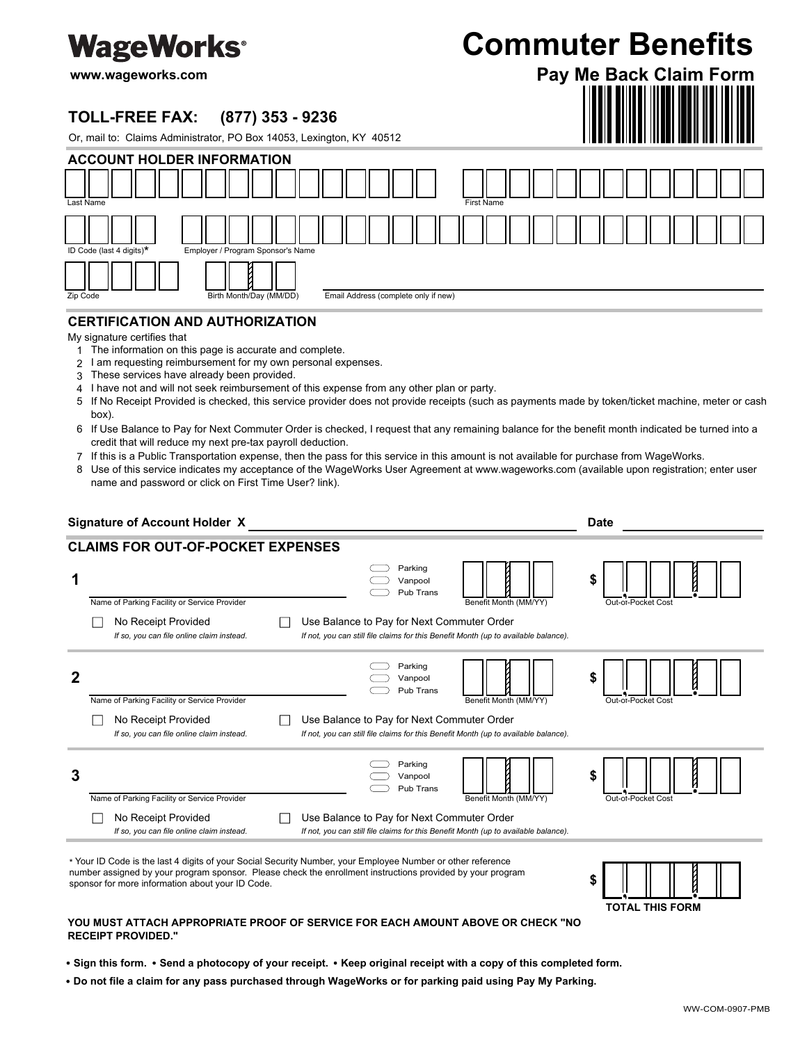# WageWorks®

**www.wageworks.com**

# Commuter Benefits

## Pay Me Back Claim Form

**TOLL-FREE FAX: (877) 353 - 9236**

Or, mail to: Claims Administrator, PO Box 14053, Lexington, KY 40512

## ACCOUNT HOLDER INFORMATION

Last Name

First Name

ID Code (last 4 digits)*

Employer / Program Sponsor's Name

Zip Code

Birth Month/Day (MM/DD)

Email Address (complete only if new)

## CERTIFICATION AND AUTHORIZATION

My signature certifies that

1. The information on this page is accurate and complete.
2. I am requesting reimbursement for my own personal expenses.
3. These services have already been provided.
4. I have not and will not seek reimbursement of this expense from any other plan or party.
5. If No Receipt Provided is checked, this service provider does not provide receipts (such as payments made by token/ticket machine, meter or cash box).
6. If Use Balance to Pay for Next Commuter Order is checked, I request that any remaining balance for the benefit month indicated be turned into a credit that will reduce my next pre-tax payroll deduction.
7. If this is a Public Transportation expense, then the pass for this service in this amount is not available for purchase from WageWorks.
8. Use of this service indicates my acceptance of the WageWorks User Agreement at www.wageworks.com (available upon registration; enter user name and password or click on First Time User? link).

**Signature of Account Holder X** ______________________ **Date** __________

## CLAIMS FOR OUT-OF-POCKET EXPENSES

**1**

Name of Parking Facility or Service Provider

- Parking
- Vanpool
- Pub Trans

Benefit Month (MM/YY)

$ Out-of-Pocket Cost

☐ No Receipt Provided
*If so, you can file online claim instead.*

☐ Use Balance to Pay for Next Commuter Order
*If not, you can still file claims for this Benefit Month (up to available balance).*

**2**

Name of Parking Facility or Service Provider

- Parking
- Vanpool
- Pub Trans

Benefit Month (MM/YY)

$ Out-of-Pocket Cost

☐ No Receipt Provided
*If so, you can file online claim instead.*

☐ Use Balance to Pay for Next Commuter Order
*If not, you can still file claims for this Benefit Month (up to available balance).*

**3**

Name of Parking Facility or Service Provider

- Parking
- Vanpool
- Pub Trans

Benefit Month (MM/YY)

$ Out-of-Pocket Cost

☐ No Receipt Provided
*If so, you can file online claim instead.*

☐ Use Balance to Pay for Next Commuter Order
*If not, you can still file claims for this Benefit Month (up to available balance).*

* Your ID Code is the last 4 digits of your Social Security Number, your Employee Number or other reference number assigned by your program sponsor. Please check the enrollment instructions provided by your program sponsor for more information about your ID Code.

$ **TOTAL THIS FORM**

**YOU MUST ATTACH APPROPRIATE PROOF OF SERVICE FOR EACH AMOUNT ABOVE OR CHECK "NO RECEIPT PROVIDED."**

- **Sign this form. • Send a photocopy of your receipt. • Keep original receipt with a copy of this completed form.**
- **Do not file a claim for any pass purchased through WageWorks or for parking paid using Pay My Parking.**

WW-COM-0907-PMB